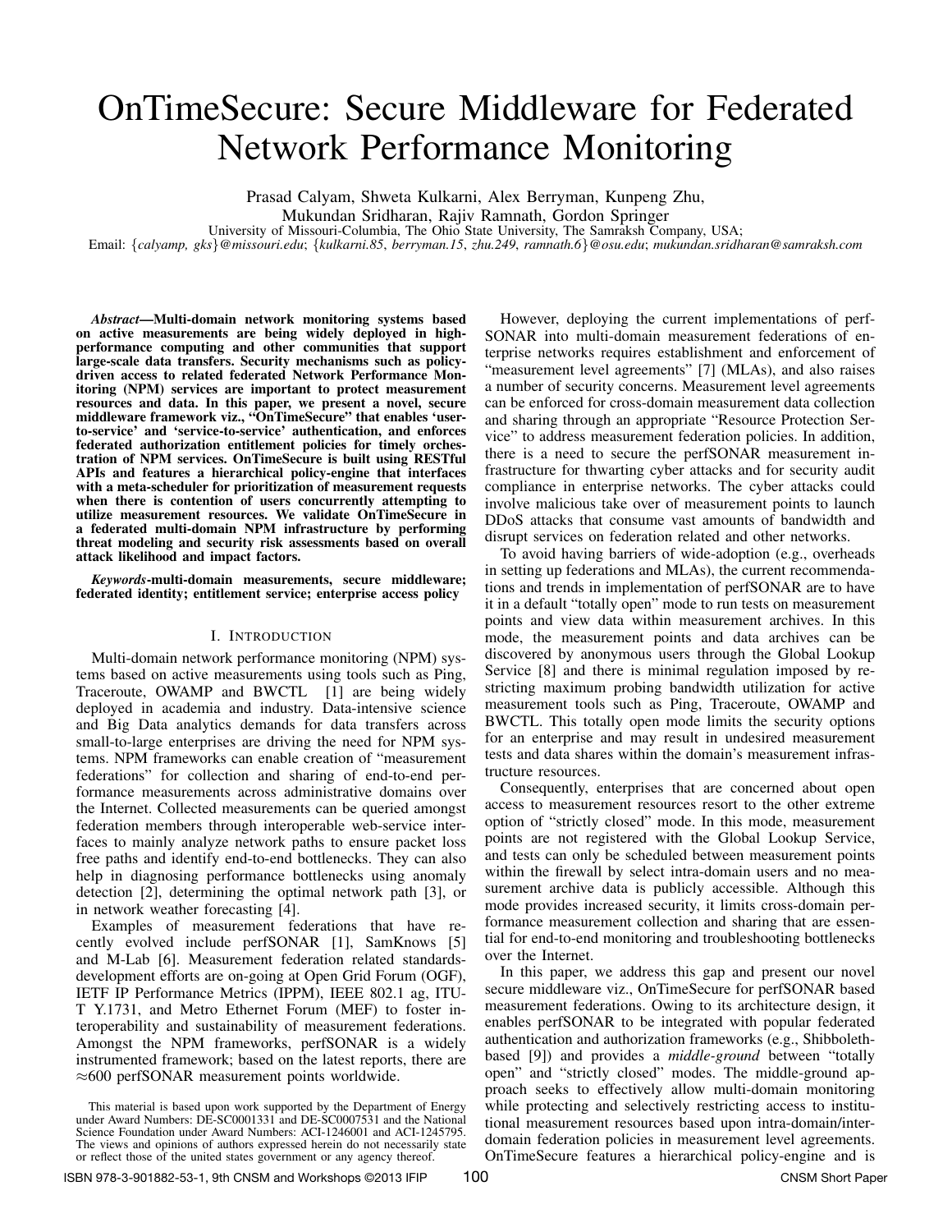# OnTimeSecure: Secure Middleware for Federated Network Performance Monitoring

Prasad Calyam, Shweta Kulkarni, Alex Berryman, Kunpeng Zhu,
Mukundan Sridharan, Rajiv Ramnath, Gordon Springer

University of Missouri-Columbia, The Ohio State University, The Samraksh Company, USA;

Email: {*calyamp, gks*}*@missouri.edu*; {*kulkarni.85*, *berryman.15*, *zhu.249*, *ramnath.6*}*@osu.edu*; *mukundan.sridharan@samraksh.com*

***Abstract*—Multi-domain network monitoring systems based on active measurements are being widely deployed in high-performance computing and other communities that support large-scale data transfers. Security mechanisms such as policy-driven access to related Federated Network Performance Monitoring (NPM) services are important to protect measurement resources and data. In this paper, we present a novel, secure middleware framework viz., "OnTimeSecure" that enables 'user-to-service' and 'service-to-service' authentication, and enforces federated authorization entitlement policies for timely orchestration of NPM services. OnTimeSecure is built using RESTful APIs and features a hierarchical policy-engine that interfaces with a meta-scheduler for prioritization of measurement requests when there is contention of users concurrently attempting to utilize measurement resources. We validate OnTimeSecure in a federated multi-domain NPM infrastructure by performing threat modeling and security risk assessments based on overall attack likelihood and impact factors.**

***Keywords*-multi-domain measurements, secure middleware; federated identity; entitlement service; enterprise access policy**

## I. Introduction

Multi-domain network performance monitoring (NPM) systems based on active measurements using tools such as Ping, Traceroute, OWAMP and BWCTL [1] are being widely deployed in academia and industry. Data-intensive science and Big Data analytics demands for data transfers across small-to-large enterprises are driving the need for NPM systems. NPM frameworks can enable creation of "measurement federations" for collection and sharing of end-to-end performance measurements across administrative domains over the Internet. Collected measurements can be queried amongst federation members through interoperable web-service interfaces to mainly analyze network paths to ensure packet loss free paths and identify end-to-end bottlenecks. They can also help in diagnosing performance bottlenecks using anomaly detection [2], determining the optimal network path [3], or in network weather forecasting [4].

Examples of measurement federations that have recently evolved include perfSONAR [1], SamKnows [5] and M-Lab [6]. Measurement federation related standards-development efforts are on-going at Open Grid Forum (OGF), IETF IP Performance Metrics (IPPM), IEEE 802.1 ag, ITU-T Y.1731, and Metro Ethernet Forum (MEF) to foster interoperability and sustainability of measurement federations. Amongst the NPM frameworks, perfSONAR is a widely instrumented framework; based on the latest reports, there are $\approx$600 perfSONAR measurement points worldwide.

This material is based upon work supported by the Department of Energy under Award Numbers: DE-SC0001331 and DE-SC0007531 and the National Science Foundation under Award Numbers: ACI-1246001 and ACI-1245795. The views and opinions of authors expressed herein do not necessarily state or reflect those of the united states government or any agency thereof.

However, deploying the current implementations of perfSONAR into multi-domain measurement federations of enterprise networks requires establishment and enforcement of "measurement level agreements" [7] (MLAs), and also raises a number of security concerns. Measurement level agreements can be enforced for cross-domain measurement data collection and sharing through an appropriate "Resource Protection Service" to address measurement federation policies. In addition, there is a need to secure the perfSONAR measurement infrastructure for thwarting cyber attacks and for security audit compliance in enterprise networks. The cyber attacks could involve malicious take over of measurement points to launch DDoS attacks that consume vast amounts of bandwidth and disrupt services on federation related and other networks.

To avoid having barriers of wide-adoption (e.g., overheads in setting up federations and MLAs), the current recommendations and trends in implementation of perfSONAR are to have it in a default "totally open" mode to run tests on measurement points and view data within measurement archives. In this mode, the measurement points and data archives can be discovered by anonymous users through the Global Lookup Service [8] and there is minimal regulation imposed by restricting maximum probing bandwidth utilization for active measurement tools such as Ping, Traceroute, OWAMP and BWCTL. This totally open mode limits the security options for an enterprise and may result in undesired measurement tests and data shares within the domain's measurement infrastructure resources.

Consequently, enterprises that are concerned about open access to measurement resources resort to the other extreme option of "strictly closed" mode. In this mode, measurement points are not registered with the Global Lookup Service, and tests can only be scheduled between measurement points within the firewall by select intra-domain users and no measurement archive data is publicly accessible. Although this mode provides increased security, it limits cross-domain performance measurement collection and sharing that are essential for end-to-end monitoring and troubleshooting bottlenecks over the Internet.

In this paper, we address this gap and present our novel secure middleware viz., OnTimeSecure for perfSONAR based measurement federations. Owing to its architecture design, it enables perfSONAR to be integrated with popular federated authentication and authorization frameworks (e.g., Shibboleth-based [9]) and provides a *middle-ground* between "totally open" and "strictly closed" modes. The middle-ground approach seeks to effectively allow multi-domain monitoring while protecting and selectively restricting access to institutional measurement resources based upon intra-domain/inter-domain federation policies in measurement level agreements. OnTimeSecure features a hierarchical policy-engine and is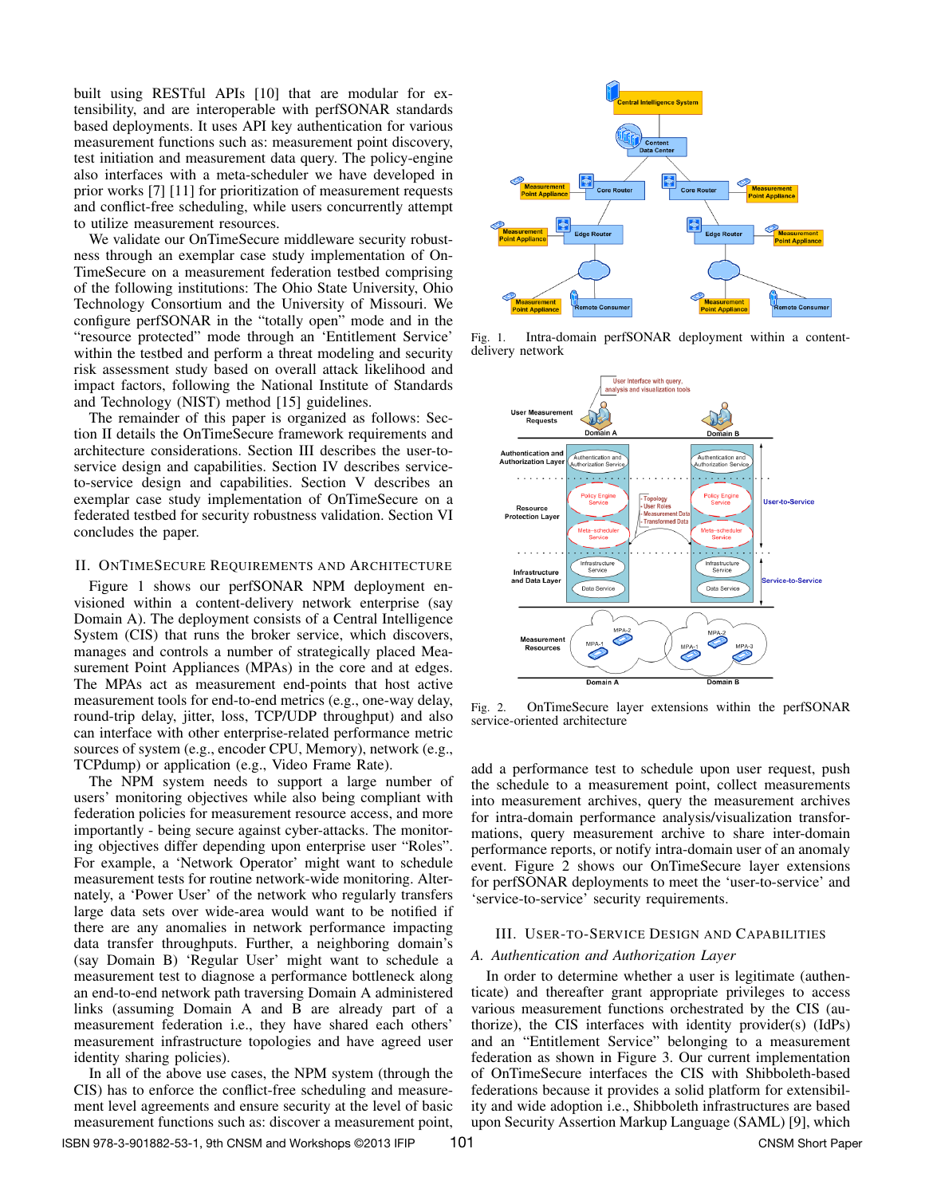built using RESTful APIs [10] that are modular for extensibility, and are interoperable with perfSONAR standards based deployments. It uses API key authentication for various measurement functions such as: measurement point discovery, test initiation and measurement data query. The policy-engine also interfaces with a meta-scheduler we have developed in prior works [7] [11] for prioritization of measurement requests and conflict-free scheduling, while users concurrently attempt to utilize measurement resources.

We validate our OnTimeSecure middleware security robustness through an exemplar case study implementation of OnTimeSecure on a measurement federation testbed comprising of the following institutions: The Ohio State University, Ohio Technology Consortium and the University of Missouri. We configure perfSONAR in the "totally open" mode and in the "resource protected" mode through an 'Entitlement Service' within the testbed and perform a threat modeling and security risk assessment study based on overall attack likelihood and impact factors, following the National Institute of Standards and Technology (NIST) method [15] guidelines.

The remainder of this paper is organized as follows: Section II details the OnTimeSecure framework requirements and architecture considerations. Section III describes the user-to-service design and capabilities. Section IV describes service-to-service design and capabilities. Section V describes an exemplar case study implementation of OnTimeSecure on a federated testbed for security robustness validation. Section VI concludes the paper.

## II. OnTimeSecure Requirements and Architecture

Figure 1 shows our perfSONAR NPM deployment envisioned within a content-delivery network enterprise (say Domain A). The deployment consists of a Central Intelligence System (CIS) that runs the broker service, which discovers, manages and controls a number of strategically placed Measurement Point Appliances (MPAs) in the core and at edges. The MPAs act as measurement end-points that host active measurement tools for end-to-end metrics (e.g., one-way delay, round-trip delay, jitter, loss, TCP/UDP throughput) and also can interface with other enterprise-related performance metric sources of system (e.g., encoder CPU, Memory), network (e.g., TCPdump) or application (e.g., Video Frame Rate).

The NPM system needs to support a large number of users' monitoring objectives while also being compliant with federation policies for measurement resource access, and more importantly - being secure against cyber-attacks. The monitoring objectives differ depending upon enterprise user "Roles". For example, a 'Network Operator' might want to schedule measurement tests for routine network-wide monitoring. Alternately, a 'Power User' of the network who regularly transfers large data sets over wide-area would want to be notified if there are any anomalies in network performance impacting data transfer throughputs. Further, a neighboring domain's (say Domain B) 'Regular User' might want to schedule a measurement test to diagnose a performance bottleneck along an end-to-end network path traversing Domain A administered links (assuming Domain A and B are already part of a measurement federation i.e., they have shared each others' measurement infrastructure topologies and have agreed user identity sharing policies).

In all of the above use cases, the NPM system (through the CIS) has to enforce the conflict-free scheduling and measurement level agreements and ensure security at the level of basic measurement functions such as: discover a measurement point,

Fig. 1. Intra-domain perfSONAR deployment within a content-delivery network

Fig. 2. OnTimeSecure layer extensions within the perfSONAR service-oriented architecture

add a performance test to schedule upon user request, push the schedule to a measurement point, collect measurements into measurement archives, query the measurement archives for intra-domain performance analysis/visualization transformations, query measurement archive to share inter-domain performance reports, or notify intra-domain user of an anomaly event. Figure 2 shows our OnTimeSecure layer extensions for perfSONAR deployments to meet the 'user-to-service' and 'service-to-service' security requirements.

## III. User-to-Service Design and Capabilities

### A. Authentication and Authorization Layer

In order to determine whether a user is legitimate (authenticate) and thereafter grant appropriate privileges to access various measurement functions orchestrated by the CIS (authorize), the CIS interfaces with identity provider(s) (IdPs) and an "Entitlement Service" belonging to a measurement federation as shown in Figure 3. Our current implementation of OnTimeSecure interfaces the CIS with Shibboleth-based federations because it provides a solid platform for extensibility and wide adoption i.e., Shibboleth infrastructures are based upon Security Assertion Markup Language (SAML) [9], which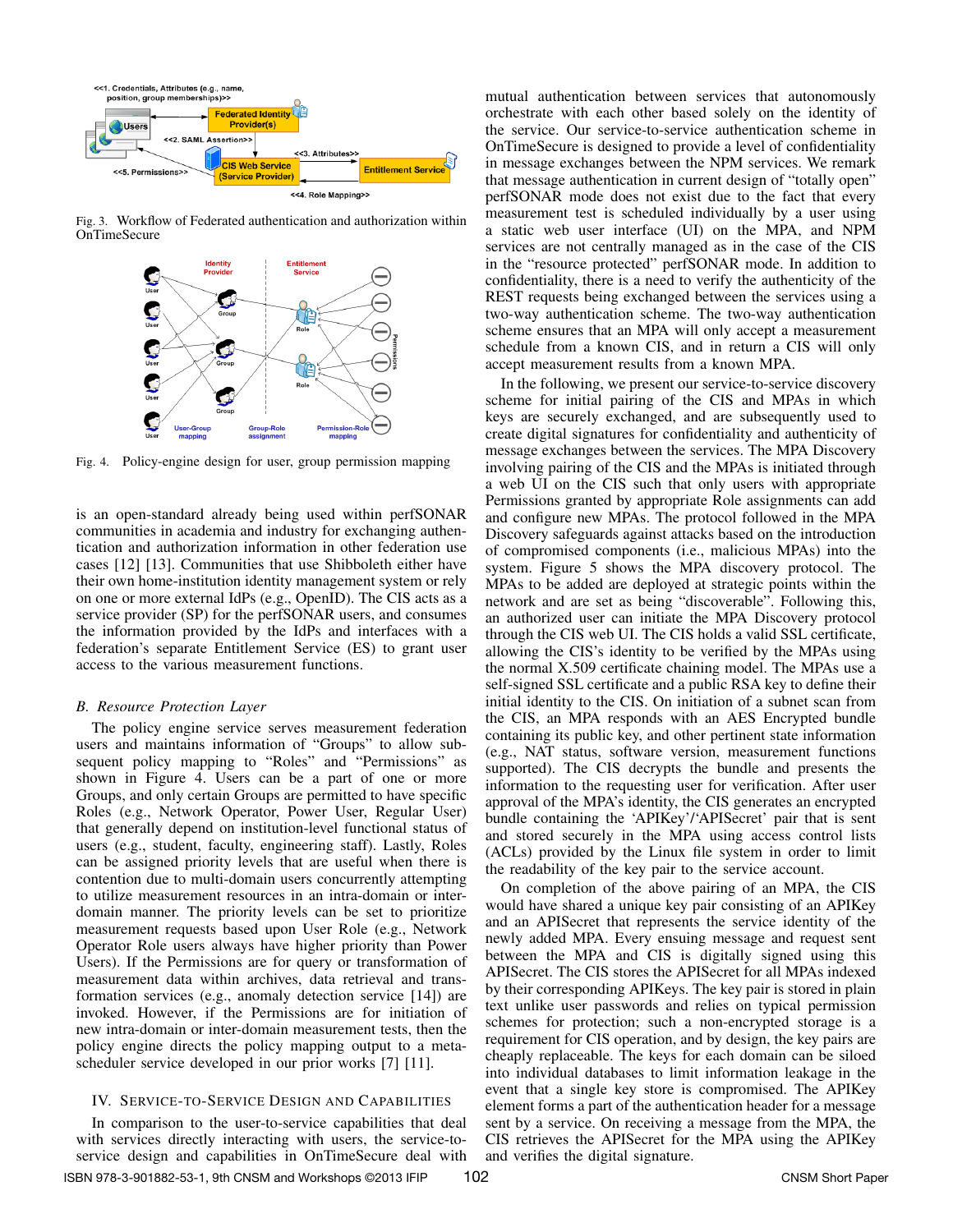Fig. 3. Workflow of Federated authentication and authorization within OnTimeSecure

Fig. 4. Policy-engine design for user, group permission mapping

is an open-standard already being used within perfSONAR communities in academia and industry for exchanging authentication and authorization information in other federation use cases [12] [13]. Communities that use Shibboleth either have their own home-institution identity management system or rely on one or more external IdPs (e.g., OpenID). The CIS acts as a service provider (SP) for the perfSONAR users, and consumes the information provided by the IdPs and interfaces with a federation's separate Entitlement Service (ES) to grant user access to the various measurement functions.

### *B. Resource Protection Layer*

The policy engine service serves measurement federation users and maintains information of "Groups" to allow subsequent policy mapping to "Roles" and "Permissions" as shown in Figure 4. Users can be a part of one or more Groups, and only certain Groups are permitted to have specific Roles (e.g., Network Operator, Power User, Regular User) that generally depend on institution-level functional status of users (e.g., student, faculty, engineering staff). Lastly, Roles can be assigned priority levels that are useful when there is contention due to multi-domain users concurrently attempting to utilize measurement resources in an intra-domain or inter-domain manner. The priority levels can be set to prioritize measurement requests based upon User Role (e.g., Network Operator Role users always have higher priority than Power Users). If the Permissions are for query or transformation of measurement data within archives, data retrieval and transformation services (e.g., anomaly detection service [14]) are invoked. However, if the Permissions are for initiation of new intra-domain or inter-domain measurement tests, then the policy engine directs the policy mapping output to a meta-scheduler service developed in our prior works [7] [11].

## IV. Service-to-Service Design and Capabilities

In comparison to the user-to-service capabilities that deal with services directly interacting with users, the service-to-service design and capabilities in OnTimeSecure deal with mutual authentication between services that autonomously orchestrate with each other based solely on the identity of the service. Our service-to-service authentication scheme in OnTimeSecure is designed to provide a level of confidentiality in message exchanges between the NPM services. We remark that message authentication in current design of "totally open" perfSONAR mode does not exist due to the fact that every measurement test is scheduled individually by a user using a static web user interface (UI) on the MPA, and NPM services are not centrally managed as in the case of the CIS in the "resource protected" perfSONAR mode. In addition to confidentiality, there is a need to verify the authenticity of the REST requests being exchanged between the services using a two-way authentication scheme. The two-way authentication scheme ensures that an MPA will only accept a measurement schedule from a known CIS, and in return a CIS will only accept measurement results from a known MPA.

In the following, we present our service-to-service discovery scheme for initial pairing of the CIS and MPAs in which keys are securely exchanged, and are subsequently used to create digital signatures for confidentiality and authenticity of message exchanges between the services. The MPA Discovery involving pairing of the CIS and the MPAs is initiated through a web UI on the CIS such that only users with appropriate Permissions granted by appropriate Role assignments can add and configure new MPAs. The protocol followed in the MPA Discovery safeguards against attacks based on the introduction of compromised components (i.e., malicious MPAs) into the system. Figure 5 shows the MPA discovery protocol. The MPAs to be added are deployed at strategic points within the network and are set as being "discoverable". Following this, an authorized user can initiate the MPA Discovery protocol through the CIS web UI. The CIS holds a valid SSL certificate, allowing the CIS's identity to be verified by the MPAs using the normal X.509 certificate chaining model. The MPAs use a self-signed SSL certificate and a public RSA key to define their initial identity to the CIS. On initiation of a subnet scan from the CIS, an MPA responds with an AES Encrypted bundle containing its public key, and other pertinent state information (e.g., NAT status, software version, measurement functions supported). The CIS decrypts the bundle and presents the information to the requesting user for verification. After user approval of the MPA's identity, the CIS generates an encrypted bundle containing the 'APIKey'/'APISecret' pair that is sent and stored securely in the MPA using access control lists (ACLs) provided by the Linux file system in order to limit the readability of the key pair to the service account.

On completion of the above pairing of an MPA, the CIS would have shared a unique key pair consisting of an APIKey and an APISecret that represents the service identity of the newly added MPA. Every ensuing message and request sent between the MPA and CIS is digitally signed using this APISecret. The CIS stores the APISecret for all MPAs indexed by their corresponding APIKeys. The key pair is stored in plain text unlike user passwords and relies on typical permission schemes for protection; such a non-encrypted storage is a requirement for CIS operation, and by design, the key pairs are cheaply replaceable. The keys for each domain can be siloed into individual databases to limit information leakage in the event that a single key store is compromised. The APIKey element forms a part of the authentication header for a message sent by a service. On receiving a message from the MPA, the CIS retrieves the APISecret for the MPA using the APIKey and verifies the digital signature.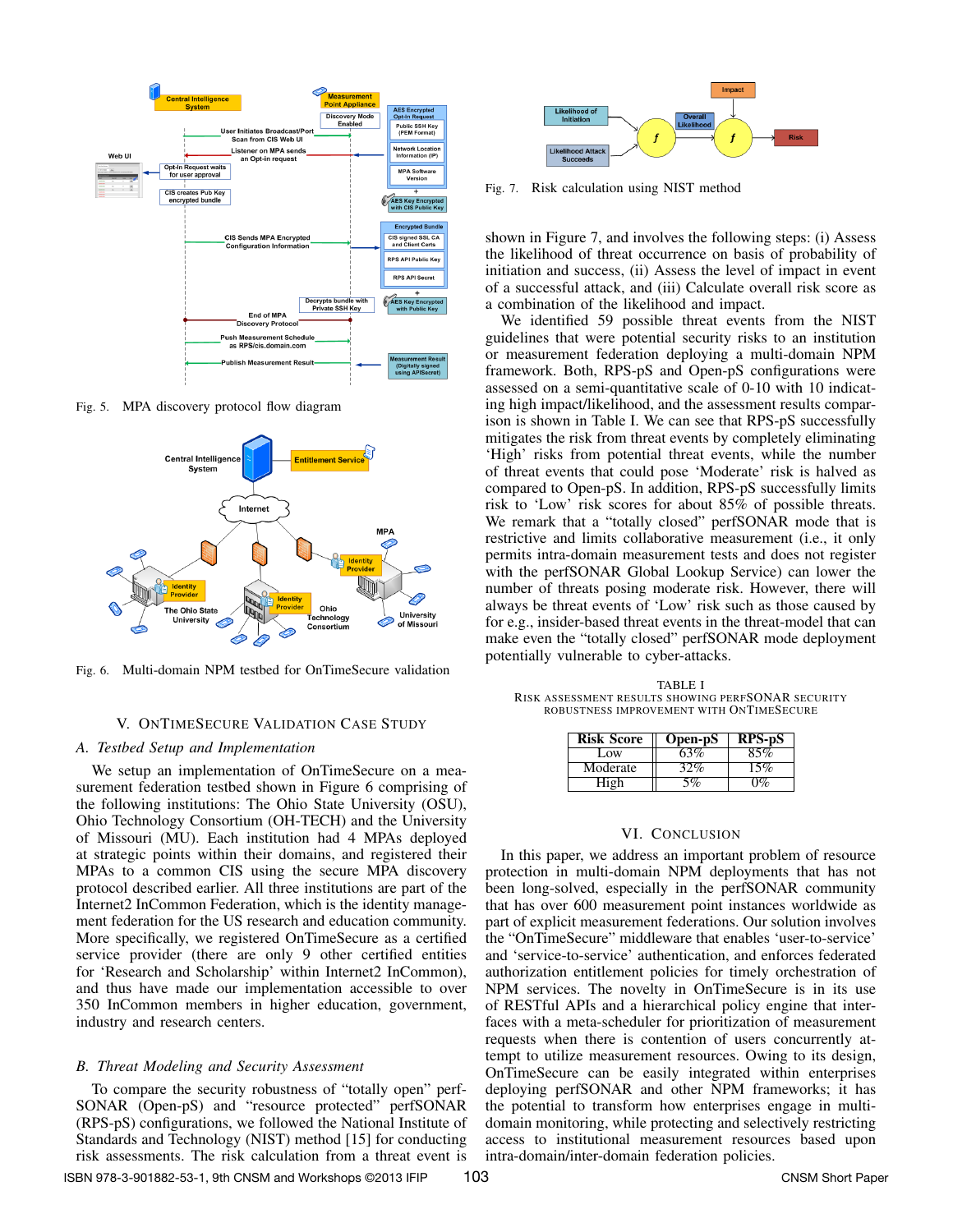Fig. 5. MPA discovery protocol flow diagram

Fig. 6. Multi-domain NPM testbed for OnTimeSecure validation

## V. OnTimeSecure Validation Case Study

### A. Testbed Setup and Implementation

We setup an implementation of OnTimeSecure on a measurement federation testbed shown in Figure 6 comprising of the following institutions: The Ohio State University (OSU), Ohio Technology Consortium (OH-TECH) and the University of Missouri (MU). Each institution had 4 MPAs deployed at strategic points within their domains, and registered their MPAs to a common CIS using the secure MPA discovery protocol described earlier. All three institutions are part of the Internet2 InCommon Federation, which is the identity management federation for the US research and education community. More specifically, we registered OnTimeSecure as a certified service provider (there are only 9 other certified entities for 'Research and Scholarship' within Internet2 InCommon), and thus have made our implementation accessible to over 350 InCommon members in higher education, government, industry and research centers.

### B. Threat Modeling and Security Assessment

To compare the security robustness of "totally open" perfSONAR (Open-pS) and "resource protected" perfSONAR (RPS-pS) configurations, we followed the National Institute of Standards and Technology (NIST) method [15] for conducting risk assessments. The risk calculation from a threat event is shown in Figure 7, and involves the following steps: (i) Assess the likelihood of threat occurrence on basis of probability of initiation and success, (ii) Assess the level of impact in event of a successful attack, and (iii) Calculate overall risk score as a combination of the likelihood and impact.

Fig. 7. Risk calculation using NIST method

We identified 59 possible threat events from the NIST guidelines that were potential security risks to an institution or measurement federation deploying a multi-domain NPM framework. Both, RPS-pS and Open-pS configurations were assessed on a semi-quantitative scale of 0-10 with 10 indicating high impact/likelihood, and the assessment results comparison is shown in Table I. We can see that RPS-pS successfully mitigates the risk from threat events by completely eliminating 'High' risks from potential threat events, while the number of threat events that could pose 'Moderate' risk is halved as compared to Open-pS. In addition, RPS-pS successfully limits risk to 'Low' risk scores for about 85% of possible threats. We remark that a "totally closed" perfSONAR mode that is restrictive and limits collaborative measurement (i.e., it only permits intra-domain measurement tests and does not register with the perfSONAR Global Lookup Service) can lower the number of threats posing moderate risk. However, there will always be threat events of 'Low' risk such as those caused by for e.g., insider-based threat events in the threat-model that can make even the "totally closed" perfSONAR mode deployment potentially vulnerable to cyber-attacks.

TABLE I
Risk assessment results showing perfSONAR security robustness improvement with OnTimeSecure

| Risk Score | Open-pS | RPS-pS |
|---|---|---|
| Low | 63% | 85% |
| Moderate | 32% | 15% |
| High | 5% | 0% |

## VI. Conclusion

In this paper, we address an important problem of resource protection in multi-domain NPM deployments that has not been long-solved, especially in the perfSONAR community that has over 600 measurement point instances worldwide as part of explicit measurement federations. Our solution involves the "OnTimeSecure" middleware that enables 'user-to-service' and 'service-to-service' authentication, and enforces federated authorization entitlement policies for timely orchestration of NPM services. The novelty in OnTimeSecure is in its use of RESTful APIs and a hierarchical policy engine that interfaces with a meta-scheduler for prioritization of measurement requests when there is contention of users concurrently attempt to utilize measurement resources. Owing to its design, OnTimeSecure can be easily integrated within enterprises deploying perfSONAR and other NPM frameworks; it has the potential to transform how enterprises engage in multi-domain monitoring, while protecting and selectively restricting access to institutional measurement resources based upon intra-domain/inter-domain federation policies.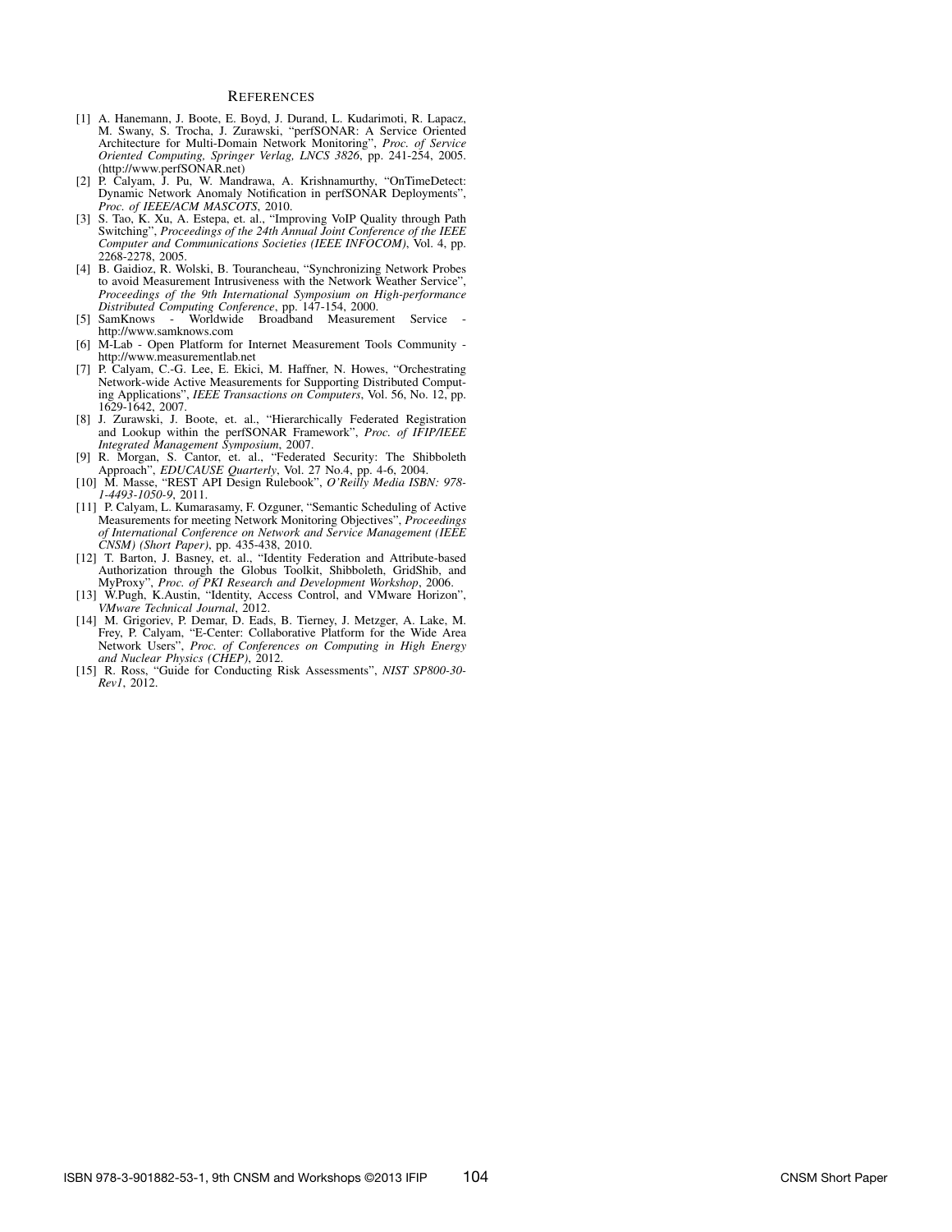# REFERENCES

[1] A. Hanemann, J. Boote, E. Boyd, J. Durand, L. Kudarimoti, R. Lapacz, M. Swany, S. Trocha, J. Zurawski, "perfSONAR: A Service Oriented Architecture for Multi-Domain Network Monitoring", *Proc. of Service Oriented Computing, Springer Verlag, LNCS 3826*, pp. 241-254, 2005. (http://www.perfSONAR.net)

[2] P. Calyam, J. Pu, W. Mandrawa, A. Krishnamurthy, "OnTimeDetect: Dynamic Network Anomaly Notification in perfSONAR Deployments", *Proc. of IEEE/ACM MASCOTS*, 2010.

[3] S. Tao, K. Xu, A. Estepa, et. al., "Improving VoIP Quality through Path Switching", *Proceedings of the 24th Annual Joint Conference of the IEEE Computer and Communications Societies (IEEE INFOCOM)*, Vol. 4, pp. 2268-2278, 2005.

[4] B. Gaidioz, R. Wolski, B. Tourancheau, "Synchronizing Network Probes to avoid Measurement Intrusiveness with the Network Weather Service", *Proceedings of the 9th International Symposium on High-performance Distributed Computing Conference*, pp. 147-154, 2000.

[5] SamKnows - Worldwide Broadband Measurement Service - http://www.samknows.com

[6] M-Lab - Open Platform for Internet Measurement Tools Community - http://www.measurementlab.net

[7] P. Calyam, C.-G. Lee, E. Ekici, M. Haffner, N. Howes, "Orchestrating Network-wide Active Measurements for Supporting Distributed Computing Applications", *IEEE Transactions on Computers*, Vol. 56, No. 12, pp. 1629-1642, 2007.

[8] J. Zurawski, J. Boote, et. al., "Hierarchically Federated Registration and Lookup within the perfSONAR Framework", *Proc. of IFIP/IEEE Integrated Management Symposium*, 2007.

[9] R. Morgan, S. Cantor, et. al., "Federated Security: The Shibboleth Approach", *EDUCAUSE Quarterly*, Vol. 27 No.4, pp. 4-6, 2004.

[10] M. Masse, "REST API Design Rulebook", *O'Reilly Media ISBN: 978-1-4493-1050-9*, 2011.

[11] P. Calyam, L. Kumarasamy, F. Ozguner, "Semantic Scheduling of Active Measurements for meeting Network Monitoring Objectives", *Proceedings of International Conference on Network and Service Management (IEEE CNSM) (Short Paper)*, pp. 435-438, 2010.

[12] T. Barton, J. Basney, et. al., "Identity Federation and Attribute-based Authorization through the Globus Toolkit, Shibboleth, GridShib, and MyProxy", *Proc. of PKI Research and Development Workshop*, 2006.

[13] W.Pugh, K.Austin, "Identity, Access Control, and VMware Horizon", *VMware Technical Journal*, 2012.

[14] M. Grigoriev, P. Demar, D. Eads, B. Tierney, J. Metzger, A. Lake, M. Frey, P. Calyam, "E-Center: Collaborative Platform for the Wide Area Network Users", *Proc. of Conferences on Computing in High Energy and Nuclear Physics (CHEP)*, 2012.

[15] R. Ross, "Guide for Conducting Risk Assessments", *NIST SP800-30-Rev1*, 2012.